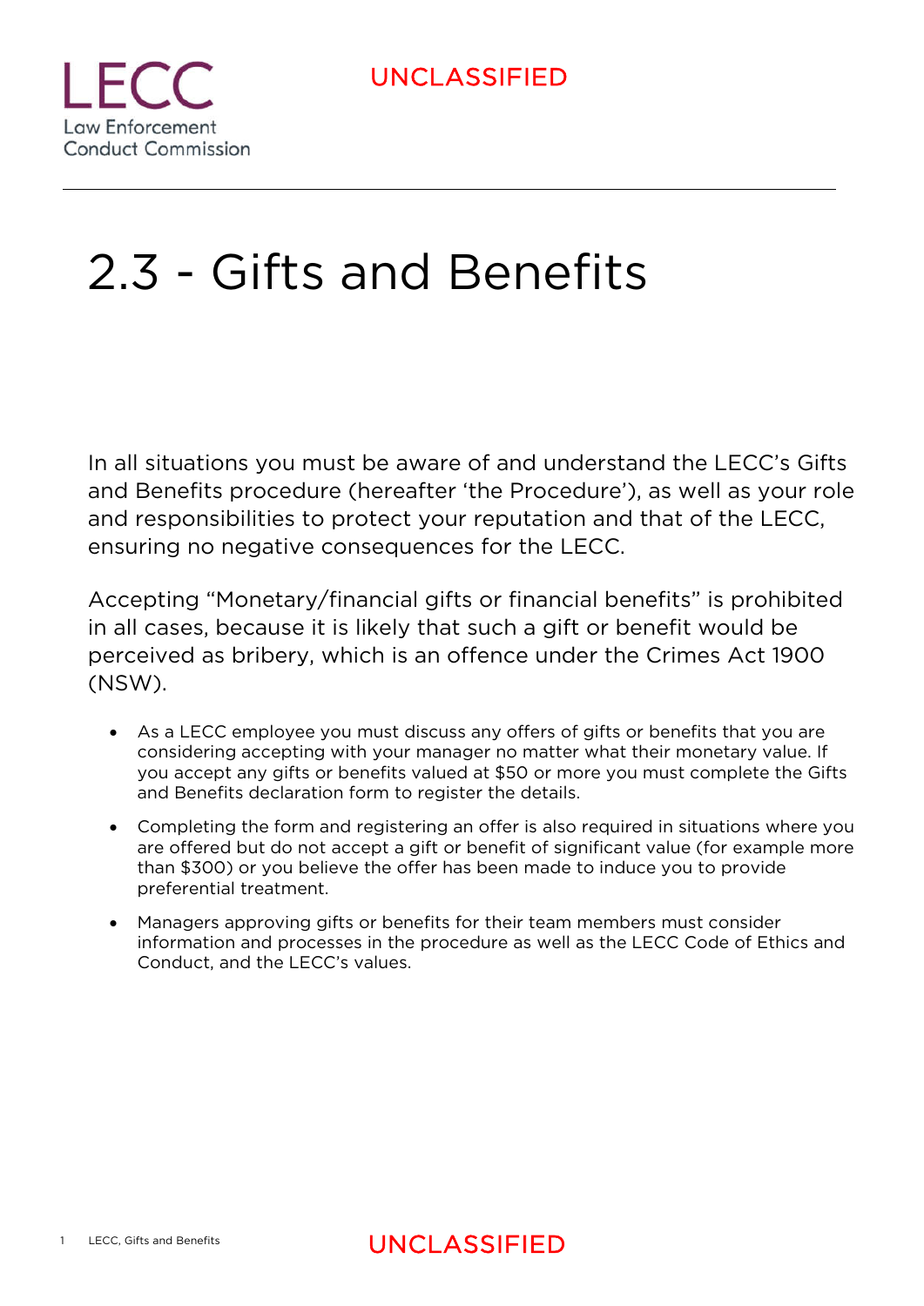# 2.3 - Gifts and Benefits

In all situations you must be aware of and understand the LECC's Gifts and Benefits procedure (hereafter 'the Procedure'), as well as your role and responsibilities to protect your reputation and that of the LECC, ensuring no negative consequences for the LECC.

Accepting "Monetary/financial gifts or financial benefits" is prohibited in all cases, because it is likely that such a gift or benefit would be perceived as bribery, which is an offence under the Crimes Act 1900 (NSW).

- As a LECC employee you must discuss any offers of gifts or benefits that you are considering accepting with your manager no matter what their monetary value. If you accept any gifts or benefits valued at $50 or more you must complete the Gifts and Benefits declaration form to register the details.
- Completing the form and registering an offer is also required in situations where you are offered but do not accept a gift or benefit of significant value (for example more than $300) or you believe the offer has been made to induce you to provide preferential treatment.
- Managers approving gifts or benefits for their team members must consider information and processes in the procedure as well as the LECC Code of Ethics and Conduct, and the LECC's values.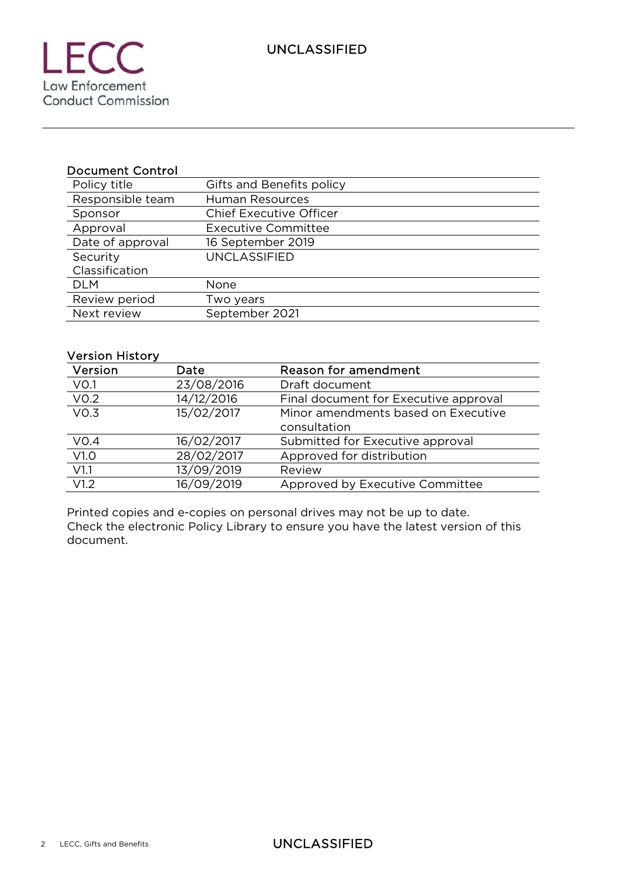## Document Control

| | |
|---|---|
| Policy title | Gifts and Benefits policy |
| Responsible team | Human Resources |
| Sponsor | Chief Executive Officer |
| Approval | Executive Committee |
| Date of approval | 16 September 2019 |
| Security Classification | UNCLASSIFIED |
| DLM | None |
| Review period | Two years |
| Next review | September 2021 |

## Version History

| Version | Date | Reason for amendment |
|---|---|---|
| V0.1 | 23/08/2016 | Draft document |
| V0.2 | 14/12/2016 | Final document for Executive approval |
| V0.3 | 15/02/2017 | Minor amendments based on Executive consultation |
| V0.4 | 16/02/2017 | Submitted for Executive approval |
| V1.0 | 28/02/2017 | Approved for distribution |
| V1.1 | 13/09/2019 | Review |
| V1.2 | 16/09/2019 | Approved by Executive Committee |

Printed copies and e-copies on personal drives may not be up to date. Check the electronic Policy Library to ensure you have the latest version of this document.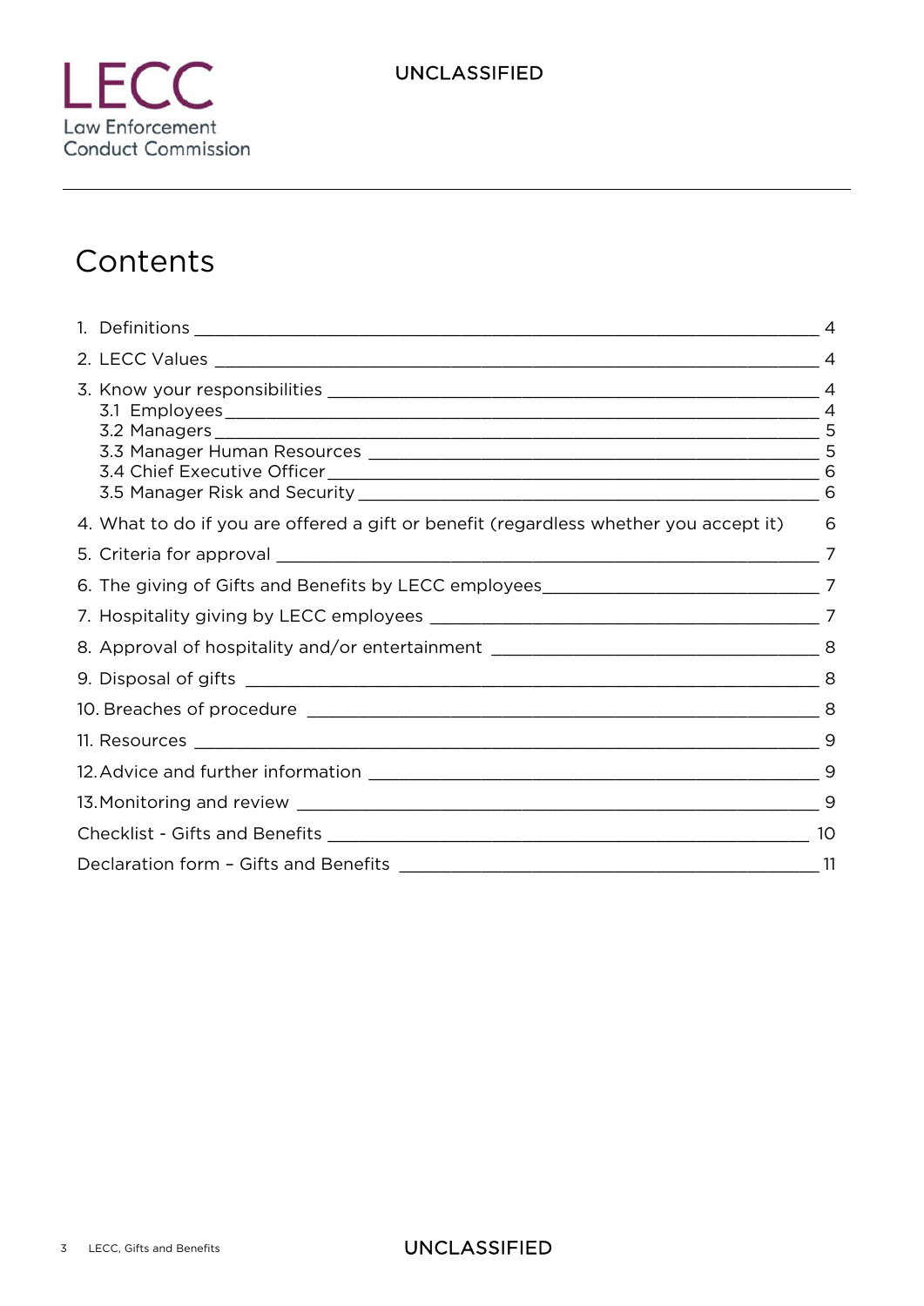# Contents

1. Definitions 4
2. LECC Values 4
3. Know your responsibilities 4
   - 3.1 Employees 4
   - 3.2 Managers 5
   - 3.3 Manager Human Resources 5
   - 3.4 Chief Executive Officer 6
   - 3.5 Manager Risk and Security 6
4. What to do if you are offered a gift or benefit (regardless whether you accept it) 6
5. Criteria for approval 7
6. The giving of Gifts and Benefits by LECC employees 7
7. Hospitality giving by LECC employees 7
8. Approval of hospitality and/or entertainment 8
9. Disposal of gifts 8
10. Breaches of procedure 8
11. Resources 9
12. Advice and further information 9
13. Monitoring and review 9

Checklist - Gifts and Benefits 10

Declaration form – Gifts and Benefits 11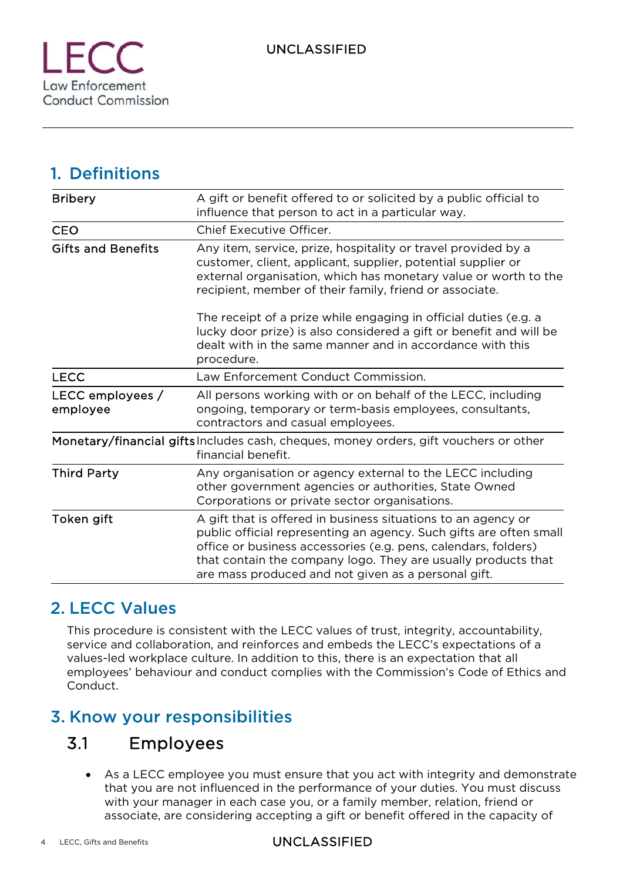## 1. Definitions

| | |
|---|---|
| Bribery | A gift or benefit offered to or solicited by a public official to influence that person to act in a particular way. |
| CEO | Chief Executive Officer. |
| Gifts and Benefits | Any item, service, prize, hospitality or travel provided by a customer, client, applicant, supplier, potential supplier or external organisation, which has monetary value or worth to the recipient, member of their family, friend or associate.<br><br>The receipt of a prize while engaging in official duties (e.g. a lucky door prize) is also considered a gift or benefit and will be dealt with in the same manner and in accordance with this procedure. |
| LECC | Law Enforcement Conduct Commission. |
| LECC employees / employee | All persons working with or on behalf of the LECC, including ongoing, temporary or term-basis employees, consultants, contractors and casual employees. |
| Monetary/financial gifts | Includes cash, cheques, money orders, gift vouchers or other financial benefit. |
| Third Party | Any organisation or agency external to the LECC including other government agencies or authorities, State Owned Corporations or private sector organisations. |
| Token gift | A gift that is offered in business situations to an agency or public official representing an agency. Such gifts are often small office or business accessories (e.g. pens, calendars, folders) that contain the company logo. They are usually products that are mass produced and not given as a personal gift. |

## 2. LECC Values

This procedure is consistent with the LECC values of trust, integrity, accountability, service and collaboration, and reinforces and embeds the LECC's expectations of a values-led workplace culture. In addition to this, there is an expectation that all employees' behaviour and conduct complies with the Commission's Code of Ethics and Conduct.

## 3. Know your responsibilities

### 3.1 Employees

- As a LECC employee you must ensure that you act with integrity and demonstrate that you are not influenced in the performance of your duties. You must discuss with your manager in each case you, or a family member, relation, friend or associate, are considering accepting a gift or benefit offered in the capacity of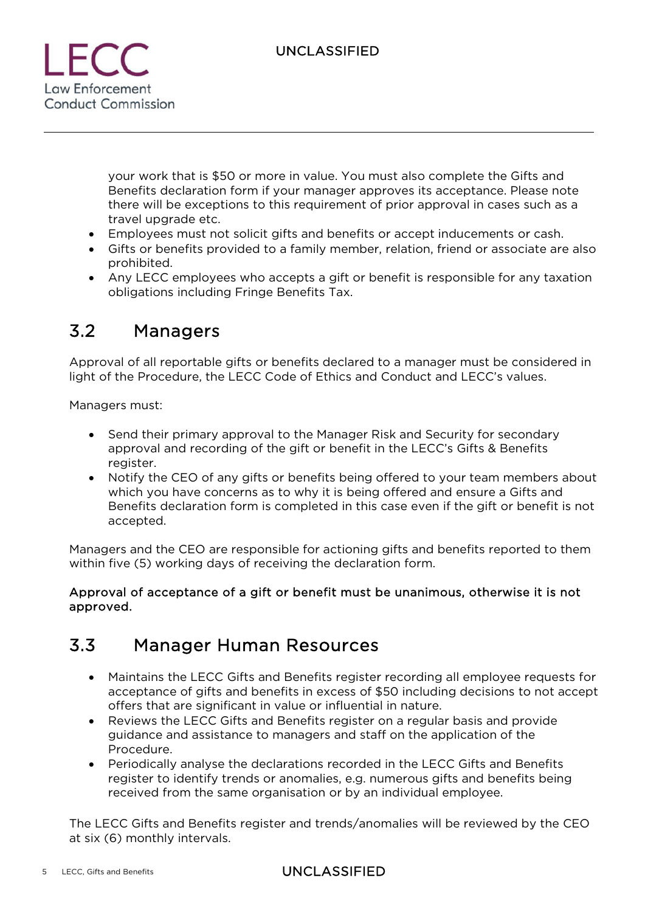your work that is $50 or more in value. You must also complete the Gifts and Benefits declaration form if your manager approves its acceptance. Please note there will be exceptions to this requirement of prior approval in cases such as a travel upgrade etc.

- Employees must not solicit gifts and benefits or accept inducements or cash.
- Gifts or benefits provided to a family member, relation, friend or associate are also prohibited.
- Any LECC employees who accepts a gift or benefit is responsible for any taxation obligations including Fringe Benefits Tax.

## 3.2 Managers

Approval of all reportable gifts or benefits declared to a manager must be considered in light of the Procedure, the LECC Code of Ethics and Conduct and LECC's values.

Managers must:

- Send their primary approval to the Manager Risk and Security for secondary approval and recording of the gift or benefit in the LECC's Gifts & Benefits register.
- Notify the CEO of any gifts or benefits being offered to your team members about which you have concerns as to why it is being offered and ensure a Gifts and Benefits declaration form is completed in this case even if the gift or benefit is not accepted.

Managers and the CEO are responsible for actioning gifts and benefits reported to them within five (5) working days of receiving the declaration form.

**Approval of acceptance of a gift or benefit must be unanimous, otherwise it is not approved.**

## 3.3 Manager Human Resources

- Maintains the LECC Gifts and Benefits register recording all employee requests for acceptance of gifts and benefits in excess of $50 including decisions to not accept offers that are significant in value or influential in nature.
- Reviews the LECC Gifts and Benefits register on a regular basis and provide guidance and assistance to managers and staff on the application of the Procedure.
- Periodically analyse the declarations recorded in the LECC Gifts and Benefits register to identify trends or anomalies, e.g. numerous gifts and benefits being received from the same organisation or by an individual employee.

The LECC Gifts and Benefits register and trends/anomalies will be reviewed by the CEO at six (6) monthly intervals.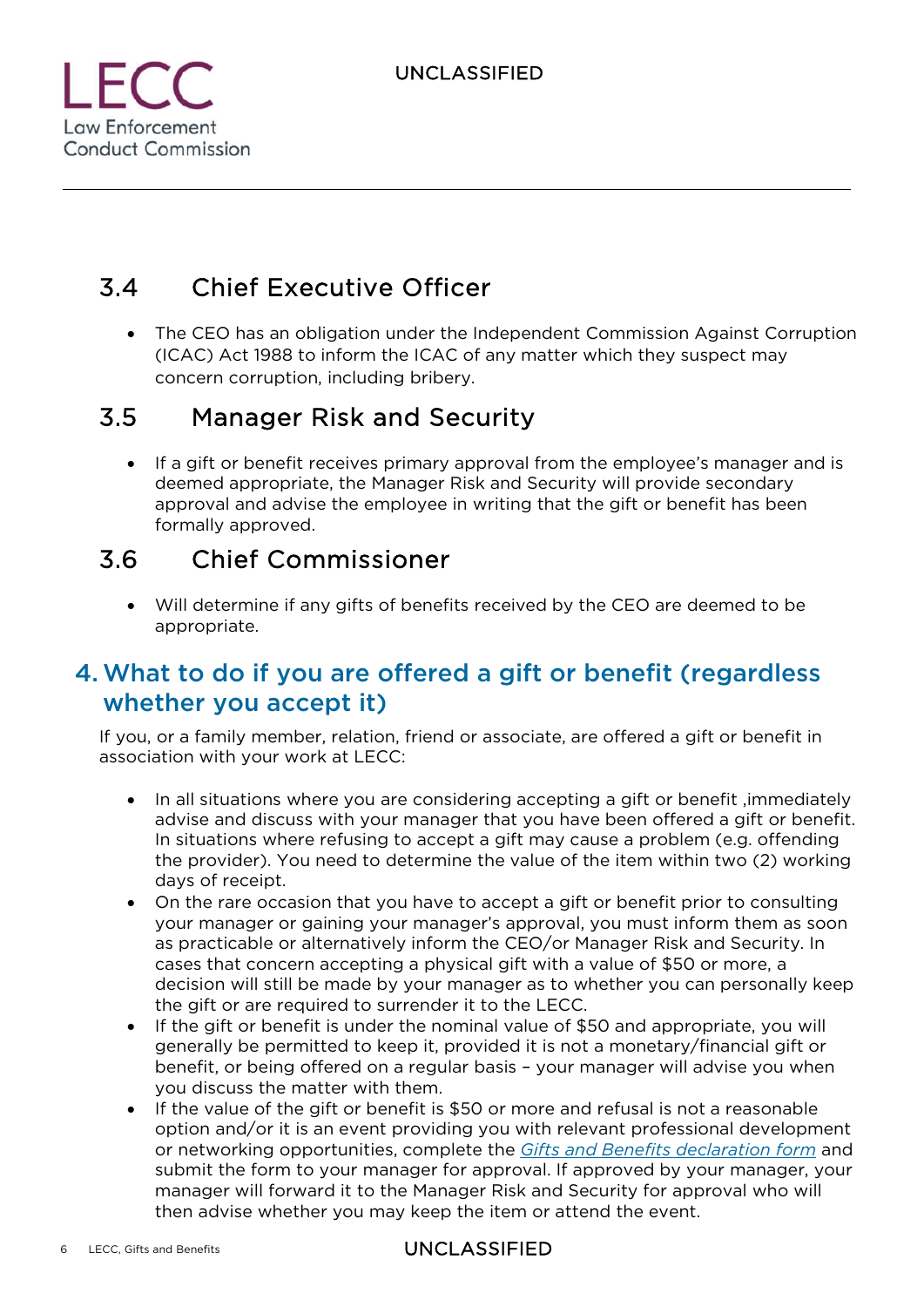## 3.4 Chief Executive Officer

- The CEO has an obligation under the Independent Commission Against Corruption (ICAC) Act 1988 to inform the ICAC of any matter which they suspect may concern corruption, including bribery.

## 3.5 Manager Risk and Security

- If a gift or benefit receives primary approval from the employee's manager and is deemed appropriate, the Manager Risk and Security will provide secondary approval and advise the employee in writing that the gift or benefit has been formally approved.

## 3.6 Chief Commissioner

- Will determine if any gifts of benefits received by the CEO are deemed to be appropriate.

# 4. What to do if you are offered a gift or benefit (regardless whether you accept it)

If you, or a family member, relation, friend or associate, are offered a gift or benefit in association with your work at LECC:

- In all situations where you are considering accepting a gift or benefit ,immediately advise and discuss with your manager that you have been offered a gift or benefit. In situations where refusing to accept a gift may cause a problem (e.g. offending the provider). You need to determine the value of the item within two (2) working days of receipt.
- On the rare occasion that you have to accept a gift or benefit prior to consulting your manager or gaining your manager's approval, you must inform them as soon as practicable or alternatively inform the CEO/or Manager Risk and Security. In cases that concern accepting a physical gift with a value of $50 or more, a decision will still be made by your manager as to whether you can personally keep the gift or are required to surrender it to the LECC.
- If the gift or benefit is under the nominal value of $50 and appropriate, you will generally be permitted to keep it, provided it is not a monetary/financial gift or benefit, or being offered on a regular basis – your manager will advise you when you discuss the matter with them.
- If the value of the gift or benefit is $50 or more and refusal is not a reasonable option and/or it is an event providing you with relevant professional development or networking opportunities, complete the *Gifts and Benefits declaration form* and submit the form to your manager for approval. If approved by your manager, your manager will forward it to the Manager Risk and Security for approval who will then advise whether you may keep the item or attend the event.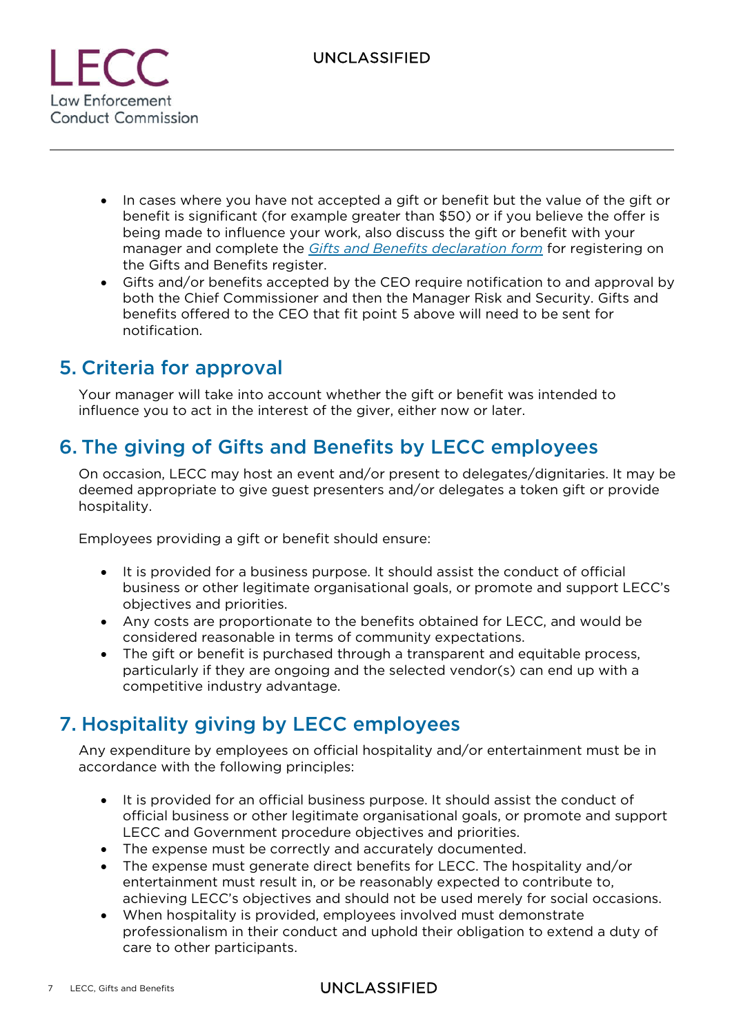- In cases where you have not accepted a gift or benefit but the value of the gift or benefit is significant (for example greater than $50) or if you believe the offer is being made to influence your work, also discuss the gift or benefit with your manager and complete the *Gifts and Benefits declaration form* for registering on the Gifts and Benefits register.
- Gifts and/or benefits accepted by the CEO require notification to and approval by both the Chief Commissioner and then the Manager Risk and Security. Gifts and benefits offered to the CEO that fit point 5 above will need to be sent for notification.

## 5. Criteria for approval

Your manager will take into account whether the gift or benefit was intended to influence you to act in the interest of the giver, either now or later.

## 6. The giving of Gifts and Benefits by LECC employees

On occasion, LECC may host an event and/or present to delegates/dignitaries. It may be deemed appropriate to give guest presenters and/or delegates a token gift or provide hospitality.

Employees providing a gift or benefit should ensure:

- It is provided for a business purpose. It should assist the conduct of official business or other legitimate organisational goals, or promote and support LECC's objectives and priorities.
- Any costs are proportionate to the benefits obtained for LECC, and would be considered reasonable in terms of community expectations.
- The gift or benefit is purchased through a transparent and equitable process, particularly if they are ongoing and the selected vendor(s) can end up with a competitive industry advantage.

## 7. Hospitality giving by LECC employees

Any expenditure by employees on official hospitality and/or entertainment must be in accordance with the following principles:

- It is provided for an official business purpose. It should assist the conduct of official business or other legitimate organisational goals, or promote and support LECC and Government procedure objectives and priorities.
- The expense must be correctly and accurately documented.
- The expense must generate direct benefits for LECC. The hospitality and/or entertainment must result in, or be reasonably expected to contribute to, achieving LECC's objectives and should not be used merely for social occasions.
- When hospitality is provided, employees involved must demonstrate professionalism in their conduct and uphold their obligation to extend a duty of care to other participants.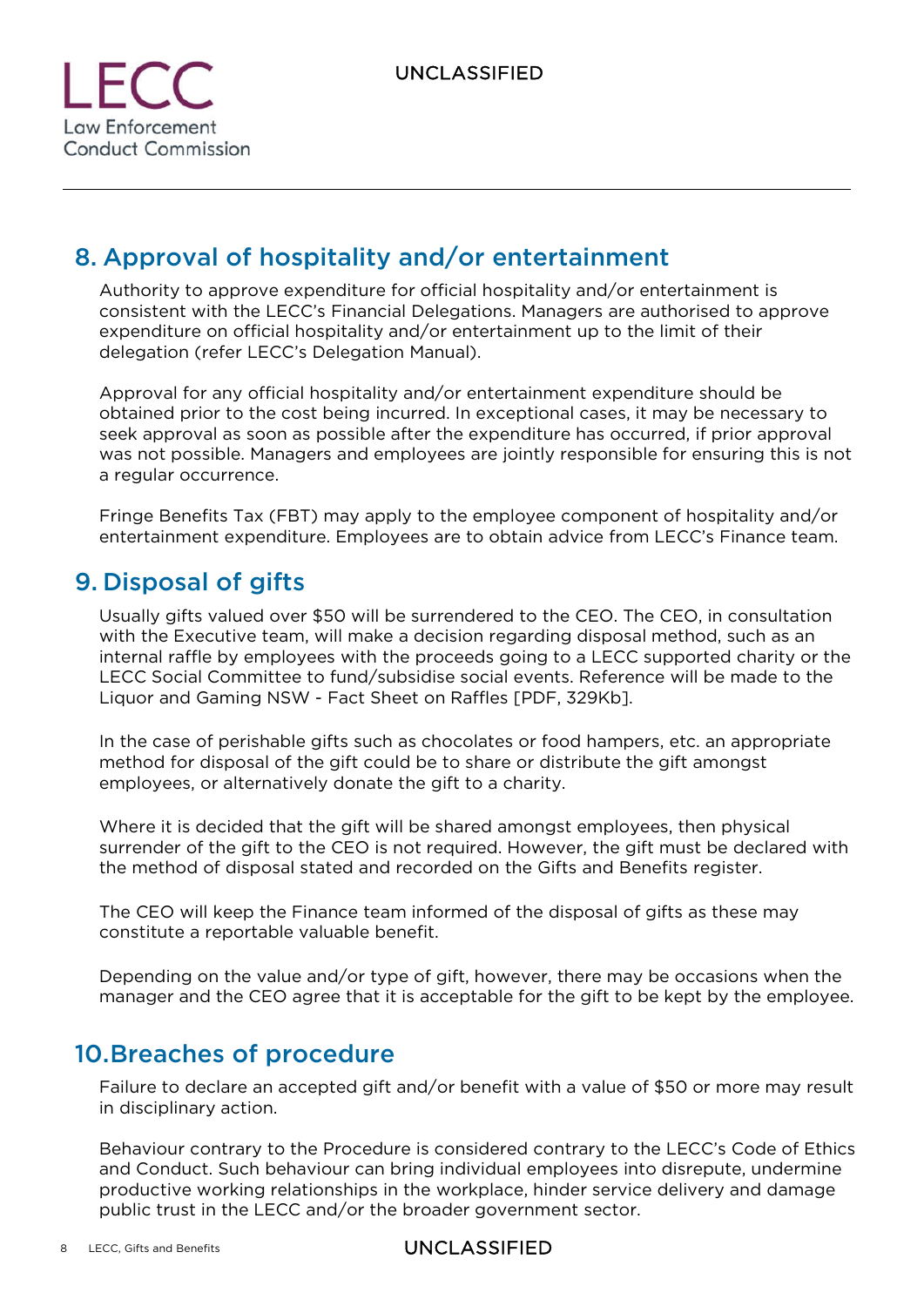## 8. Approval of hospitality and/or entertainment

Authority to approve expenditure for official hospitality and/or entertainment is consistent with the LECC's Financial Delegations. Managers are authorised to approve expenditure on official hospitality and/or entertainment up to the limit of their delegation (refer LECC's Delegation Manual).

Approval for any official hospitality and/or entertainment expenditure should be obtained prior to the cost being incurred. In exceptional cases, it may be necessary to seek approval as soon as possible after the expenditure has occurred, if prior approval was not possible. Managers and employees are jointly responsible for ensuring this is not a regular occurrence.

Fringe Benefits Tax (FBT) may apply to the employee component of hospitality and/or entertainment expenditure. Employees are to obtain advice from LECC's Finance team.

## 9. Disposal of gifts

Usually gifts valued over $50 will be surrendered to the CEO. The CEO, in consultation with the Executive team, will make a decision regarding disposal method, such as an internal raffle by employees with the proceeds going to a LECC supported charity or the LECC Social Committee to fund/subsidise social events. Reference will be made to the Liquor and Gaming NSW - Fact Sheet on Raffles [PDF, 329Kb].

In the case of perishable gifts such as chocolates or food hampers, etc. an appropriate method for disposal of the gift could be to share or distribute the gift amongst employees, or alternatively donate the gift to a charity.

Where it is decided that the gift will be shared amongst employees, then physical surrender of the gift to the CEO is not required. However, the gift must be declared with the method of disposal stated and recorded on the Gifts and Benefits register.

The CEO will keep the Finance team informed of the disposal of gifts as these may constitute a reportable valuable benefit.

Depending on the value and/or type of gift, however, there may be occasions when the manager and the CEO agree that it is acceptable for the gift to be kept by the employee.

## 10. Breaches of procedure

Failure to declare an accepted gift and/or benefit with a value of $50 or more may result in disciplinary action.

Behaviour contrary to the Procedure is considered contrary to the LECC's Code of Ethics and Conduct. Such behaviour can bring individual employees into disrepute, undermine productive working relationships in the workplace, hinder service delivery and damage public trust in the LECC and/or the broader government sector.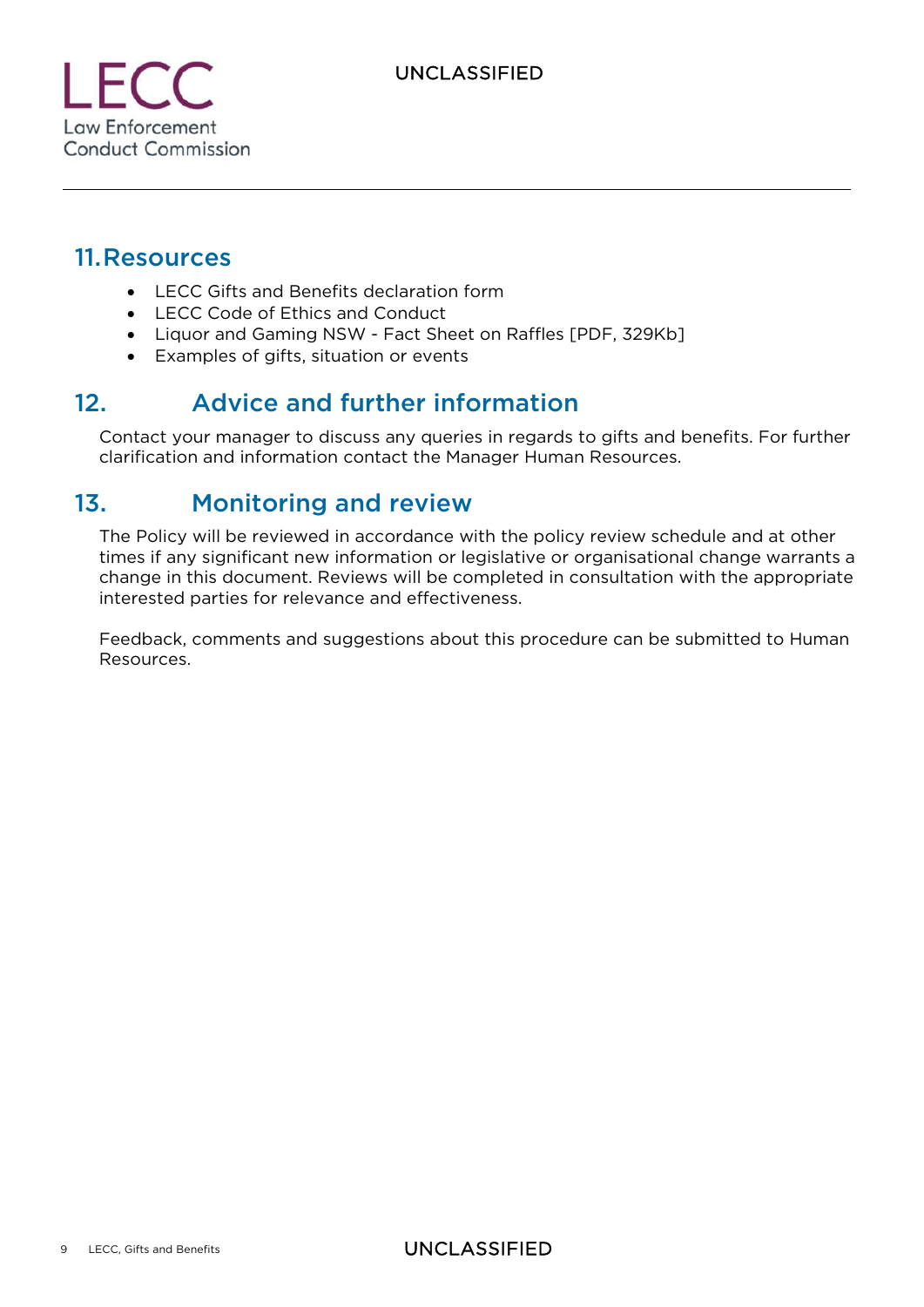## 11. Resources

- LECC Gifts and Benefits declaration form
- LECC Code of Ethics and Conduct
- Liquor and Gaming NSW - Fact Sheet on Raffles [PDF, 329Kb]
- Examples of gifts, situation or events

## 12. Advice and further information

Contact your manager to discuss any queries in regards to gifts and benefits. For further clarification and information contact the Manager Human Resources.

## 13. Monitoring and review

The Policy will be reviewed in accordance with the policy review schedule and at other times if any significant new information or legislative or organisational change warrants a change in this document. Reviews will be completed in consultation with the appropriate interested parties for relevance and effectiveness.

Feedback, comments and suggestions about this procedure can be submitted to Human Resources.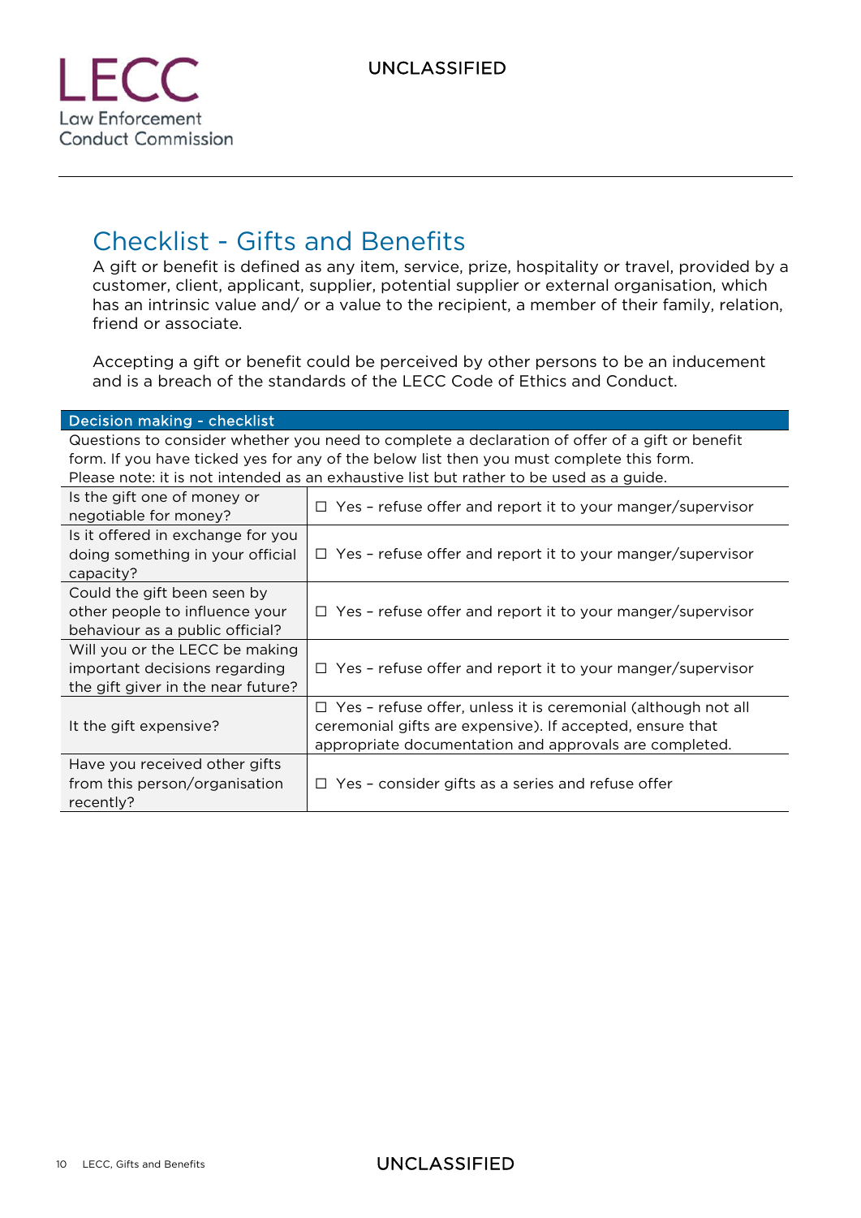# Checklist - Gifts and Benefits

A gift or benefit is defined as any item, service, prize, hospitality or travel, provided by a customer, client, applicant, supplier, potential supplier or external organisation, which has an intrinsic value and/ or a value to the recipient, a member of their family, relation, friend or associate.

Accepting a gift or benefit could be perceived by other persons to be an inducement and is a breach of the standards of the LECC Code of Ethics and Conduct.

| Decision making - checklist | |
|---|---|
| Questions to consider whether you need to complete a declaration of offer of a gift or benefit form. If you have ticked yes for any of the below list then you must complete this form. Please note: it is not intended as an exhaustive list but rather to be used as a guide. | |
| Is the gift one of money or negotiable for money? | ☐ Yes – refuse offer and report it to your manger/supervisor |
| Is it offered in exchange for you doing something in your official capacity? | ☐ Yes – refuse offer and report it to your manger/supervisor |
| Could the gift been seen by other people to influence your behaviour as a public official? | ☐ Yes – refuse offer and report it to your manger/supervisor |
| Will you or the LECC be making important decisions regarding the gift giver in the near future? | ☐ Yes – refuse offer and report it to your manger/supervisor |
| It the gift expensive? | ☐ Yes – refuse offer, unless it is ceremonial (although not all ceremonial gifts are expensive). If accepted, ensure that appropriate documentation and approvals are completed. |
| Have you received other gifts from this person/organisation recently? | ☐ Yes – consider gifts as a series and refuse offer |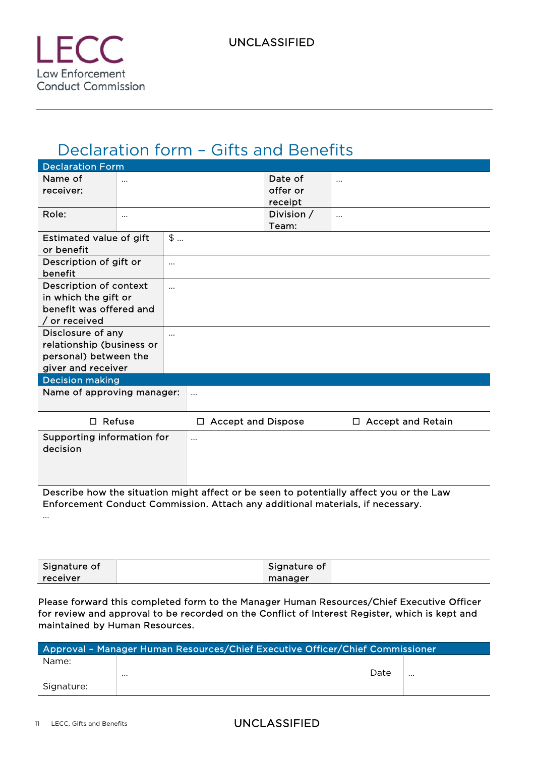LECC
Law Enforcement
Conduct Commission

UNCLASSIFIED

# Declaration form – Gifts and Benefits

| Declaration Form | | | |
|---|---|---|---|
| Name of receiver: | ... | Date of offer or receipt | ... |
| Role: | ... | Division / Team: | ... |

| | |
|---|---|
| Estimated value of gift or benefit | $ ... |
| Description of gift or benefit | ... |
| Description of context in which the gift or benefit was offered and / or received | ... |
| Disclosure of any relationship (business or personal) between the giver and receiver | ... |

| Decision making | |
|---|---|
| Name of approving manager: | ... |

☐ Refuse ☐ Accept and Dispose ☐ Accept and Retain

| | |
|---|---|
| Supporting information for decision | ... |

Describe how the situation might affect or be seen to potentially affect you or the Law Enforcement Conduct Commission. Attach any additional materials, if necessary.

...

| | | | |
|---|---|---|---|
| Signature of receiver | | Signature of manager | |

Please forward this completed form to the Manager Human Resources/Chief Executive Officer for review and approval to be recorded on the Conflict of Interest Register, which is kept and maintained by Human Resources.

| Approval – Manager Human Resources/Chief Executive Officer/Chief Commissioner | | | |
|---|---|---|---|
| Name:<br><br>Signature: | ... | Date | ... |

UNCLASSIFIED